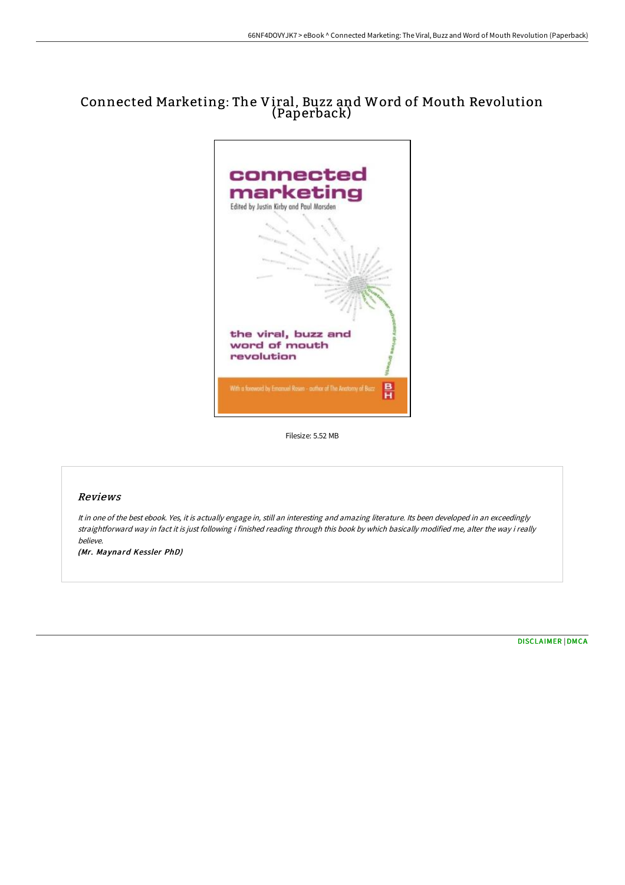# Connected Marketing: The Viral, Buzz and Word of Mouth Revolution (Paperback)

Filesize: 5.52 MB

## Reviews

*It in one of the best ebook. Yes, it is actually engage in, still an interesting and amazing literature. Its been developed in an exceedingly straightforward way in fact it is just following i finished reading through this book by which basically modified me, alter the way i really believe.*

*(Mr. Maynard Kessler PhD)*

DISCLAIMER | DMCA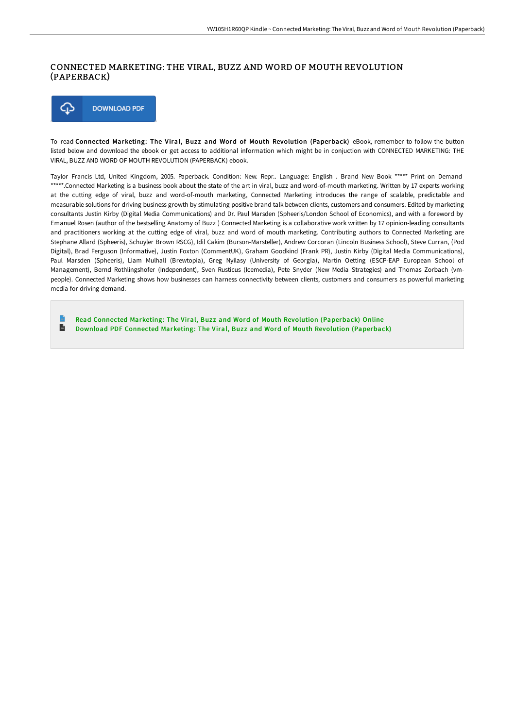# CONNECTED MARKETING: THE VIRAL, BUZZ AND WORD OF MOUTH REVOLUTION (PAPERBACK)

DOWNLOAD PDF

To read **Connected Marketing: The Viral, Buzz and Word of Mouth Revolution (Paperback)** eBook, remember to follow the button listed below and download the ebook or get access to additional information which might be in conjuction with CONNECTED MARKETING: THE VIRAL, BUZZ AND WORD OF MOUTH REVOLUTION (PAPERBACK) ebook.

Taylor Francis Ltd, United Kingdom, 2005. Paperback. Condition: New. Repr.. Language: English . Brand New Book ***** Print on Demand *****.Connected Marketing is a business book about the state of the art in viral, buzz and word-of-mouth marketing. Written by 17 experts working at the cutting edge of viral, buzz and word-of-mouth marketing, Connected Marketing introduces the range of scalable, predictable and measurable solutions for driving business growth by stimulating positive brand talk between clients, customers and consumers. Edited by marketing consultants Justin Kirby (Digital Media Communications) and Dr. Paul Marsden (Spheeris/London School of Economics), and with a foreword by Emanuel Rosen (author of the bestselling Anatomy of Buzz ) Connected Marketing is a collaborative work written by 17 opinion-leading consultants and practitioners working at the cutting edge of viral, buzz and word of mouth marketing. Contributing authors to Connected Marketing are Stephane Allard (Spheeris), Schuyler Brown RSCG), Idil Cakim (Burson-Marsteller), Andrew Corcoran (Lincoln Business School), Steve Curran, (Pod Digital), Brad Ferguson (Informative), Justin Foxton (CommentUK), Graham Goodkind (Frank PR), Justin Kirby (Digital Media Communications), Paul Marsden (Spheeris), Liam Mulhall (Brewtopia), Greg Nyilasy (University of Georgia), Martin Oetting (ESCP-EAP European School of Management), Bernd Rothlingshofer (Independent), Sven Rusticus (Icemedia), Pete Snyder (New Media Strategies) and Thomas Zorbach (vm-people). Connected Marketing shows how businesses can harness connectivity between clients, customers and consumers as powerful marketing media for driving demand.

- Read Connected Marketing: The Viral, Buzz and Word of Mouth Revolution (Paperback) Online
- Download PDF Connected Marketing: The Viral, Buzz and Word of Mouth Revolution (Paperback)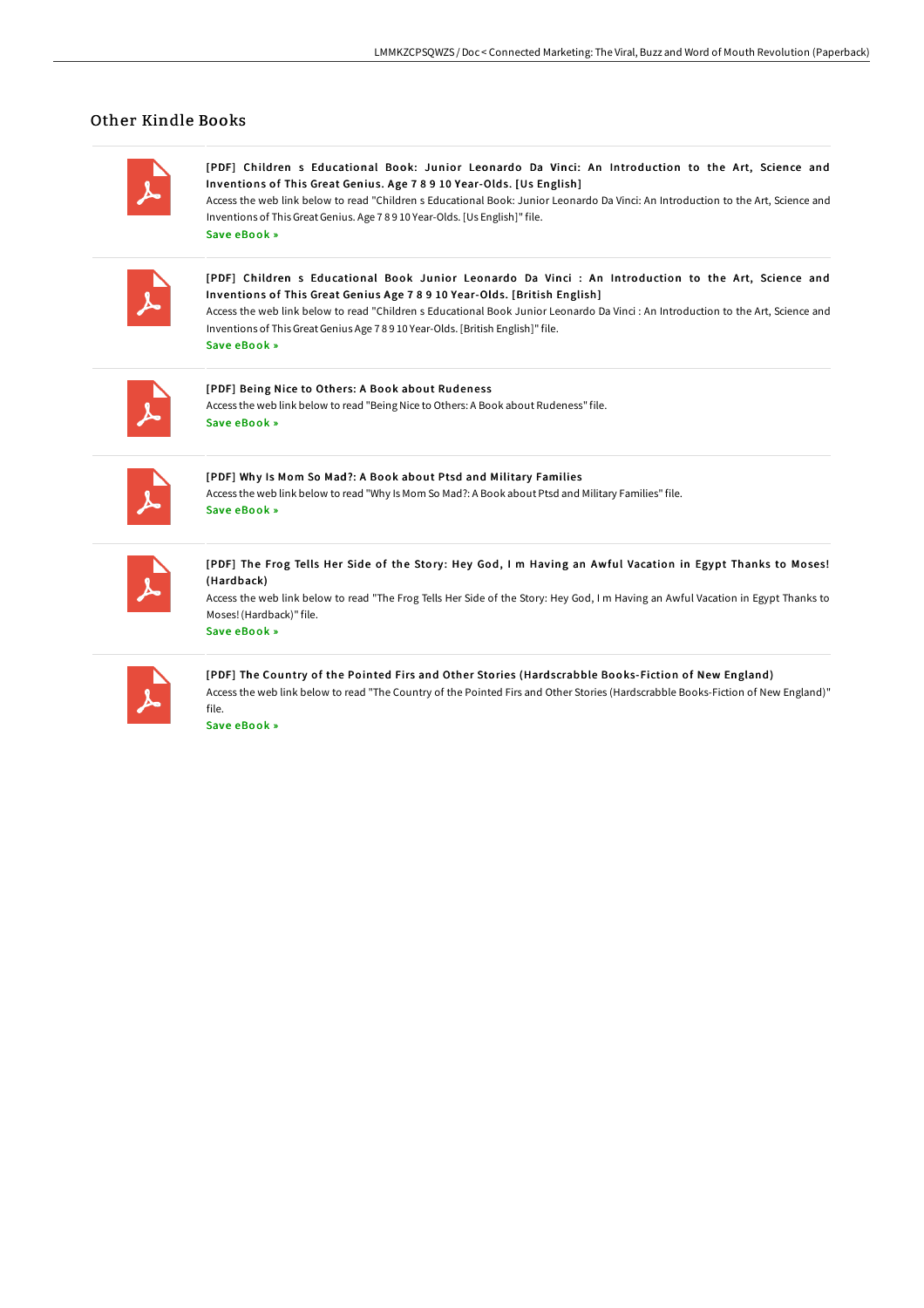## Other Kindle Books

**[PDF] Children s Educational Book: Junior Leonardo Da Vinci: An Introduction to the Art, Science and Inventions of This Great Genius. Age 7 8 9 10 Year-Olds. [Us English]**

Access the web link below to read "Children s Educational Book: Junior Leonardo Da Vinci: An Introduction to the Art, Science and Inventions of This Great Genius. Age 7 8 9 10 Year-Olds. [Us English]" file.

Save eBook »

**[PDF] Children s Educational Book Junior Leonardo Da Vinci : An Introduction to the Art, Science and Inventions of This Great Genius Age 7 8 9 10 Year-Olds. [British English]**

Access the web link below to read "Children s Educational Book Junior Leonardo Da Vinci : An Introduction to the Art, Science and Inventions of This Great Genius Age 7 8 9 10 Year-Olds. [British English]" file.

Save eBook »

**[PDF] Being Nice to Others: A Book about Rudeness**

Access the web link below to read "Being Nice to Others: A Book about Rudeness" file.

Save eBook »

**[PDF] Why Is Mom So Mad?: A Book about Ptsd and Military Families**

Access the web link below to read "Why Is Mom So Mad?: A Book about Ptsd and Military Families" file.

Save eBook »

**[PDF] The Frog Tells Her Side of the Story: Hey God, I m Having an Awful Vacation in Egypt Thanks to Moses! (Hardback)**

Access the web link below to read "The Frog Tells Her Side of the Story: Hey God, I m Having an Awful Vacation in Egypt Thanks to Moses! (Hardback)" file.

Save eBook »

**[PDF] The Country of the Pointed Firs and Other Stories (Hardscrabble Books-Fiction of New England)**

Access the web link below to read "The Country of the Pointed Firs and Other Stories (Hardscrabble Books-Fiction of New England)" file.

Save eBook »